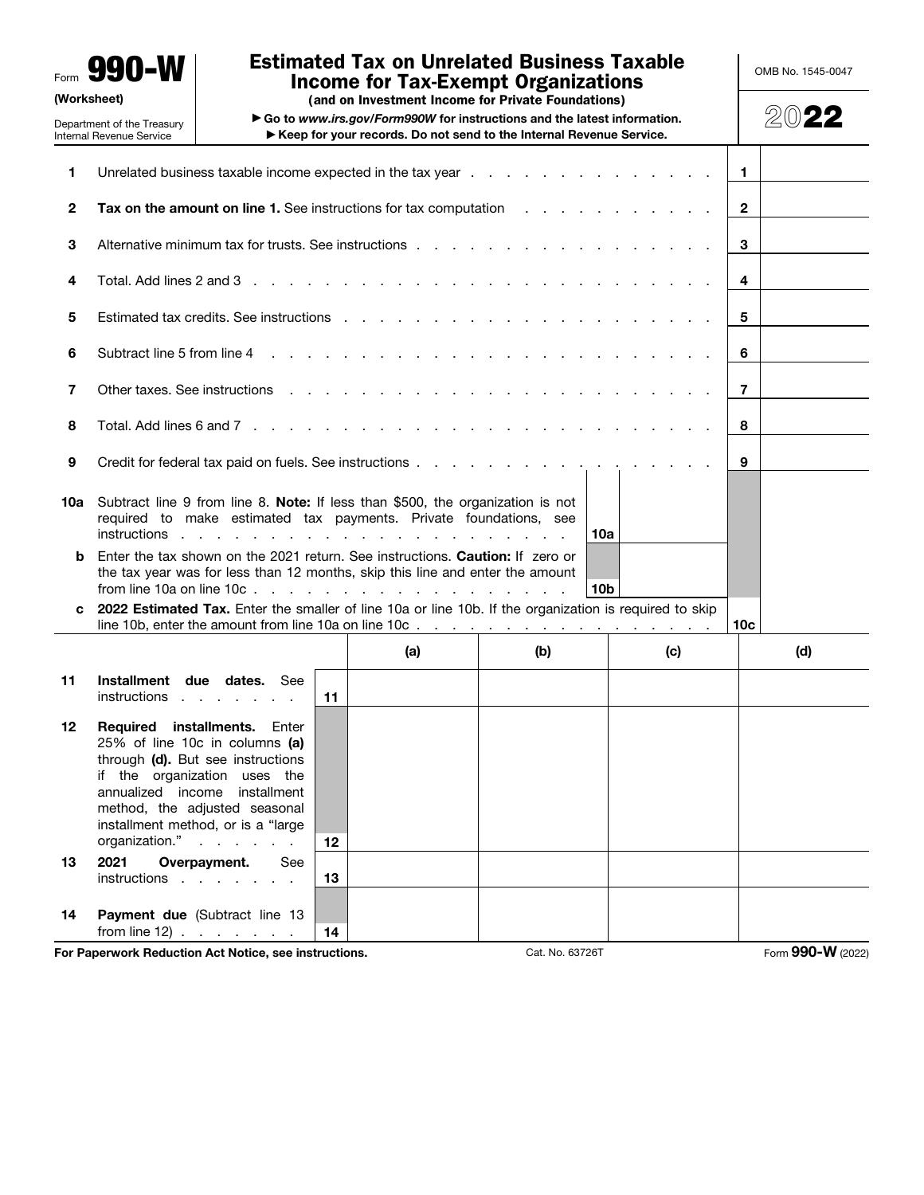Form **990-W**
**(Worksheet)**

Department of the Treasury
Internal Revenue Service

# Estimated Tax on Unrelated Business Taxable Income for Tax-Exempt Organizations

**(and on Investment Income for Private Foundations)**

► Go to *www.irs.gov/Form990W* for instructions and the latest information.
► Keep for your records. Do not send to the Internal Revenue Service.

OMB No. 1545-0047

**2022**

| | | | |
|---|---|---|---|
| **1** | Unrelated business taxable income expected in the tax year | **1** | |
| **2** | **Tax on the amount on line 1.** See instructions for tax computation | **2** | |
| **3** | Alternative minimum tax for trusts. See instructions | **3** | |
| **4** | Total. Add lines 2 and 3 | **4** | |
| **5** | Estimated tax credits. See instructions | **5** | |
| **6** | Subtract line 5 from line 4 | **6** | |
| **7** | Other taxes. See instructions | **7** | |
| **8** | Total. Add lines 6 and 7 | **8** | |
| **9** | Credit for federal tax paid on fuels. See instructions | **9** | |
| **10a** | Subtract line 9 from line 8. **Note:** If less than $500, the organization is not required to make estimated tax payments. Private foundations, see instructions **10a** | | |
| **b** | Enter the tax shown on the 2021 return. See instructions. **Caution:** If zero or the tax year was for less than 12 months, skip this line and enter the amount from line 10a on line 10c **10b** | | |
| **c** | **2022 Estimated Tax.** Enter the smaller of line 10a or line 10b. If the organization is required to skip line 10b, enter the amount from line 10a on line 10c | **10c** | |

| | | | (a) | (b) | (c) | (d) |
|---|---|---|---|---|---|---|
| **11** | **Installment due dates.** See instructions | **11** | | | | |
| **12** | **Required installments.** Enter 25% of line 10c in columns **(a)** through **(d).** But see instructions if the organization uses the annualized income installment method, the adjusted seasonal installment method, or is a "large organization." | **12** | | | | |
| **13** | **2021 Overpayment.** See instructions | **13** | | | | |
| **14** | **Payment due** (Subtract line 13 from line 12) | **14** | | | | |

**For Paperwork Reduction Act Notice, see instructions.** Cat. No. 63726T Form **990-W** (2022)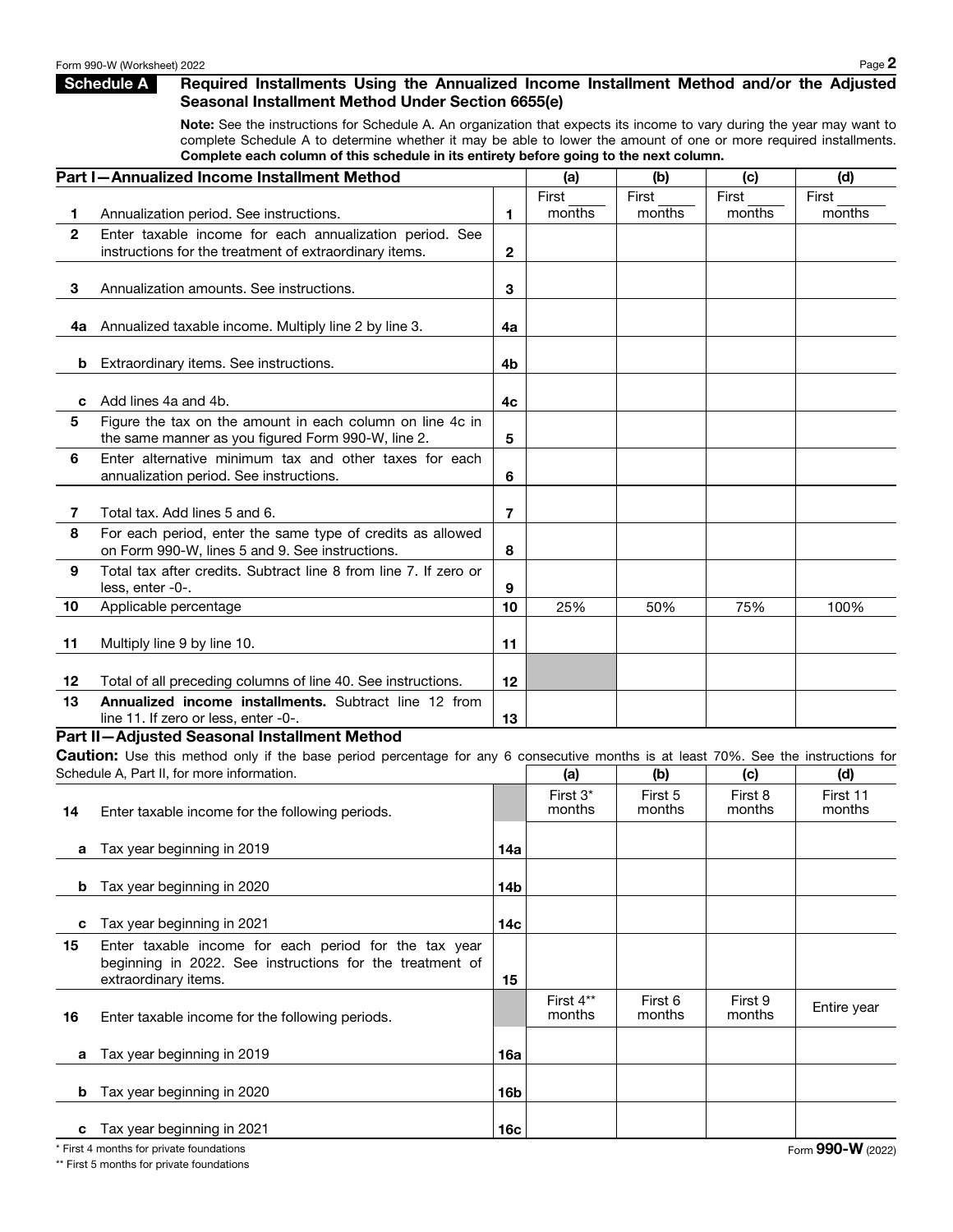## Schedule A Required Installments Using the Annualized Income Installment Method and/or the Adjusted Seasonal Installment Method Under Section 6655(e)

**Note:** See the instructions for Schedule A. An organization that expects its income to vary during the year may want to complete Schedule A to determine whether it may be able to lower the amount of one or more required installments. **Complete each column of this schedule in its entirety before going to the next column.**

| **Part I—Annualized Income Installment Method** | | | (a) | (b) | (c) | (d) |
|---|---|---|---|---|---|---|
| 1 | Annualization period. See instructions. | 1 | First ____ months | First ____ months | First ____ months | First ____ months |
| 2 | Enter taxable income for each annualization period. See instructions for the treatment of extraordinary items. | 2 | | | | |
| 3 | Annualization amounts. See instructions. | 3 | | | | |
| 4a | Annualized taxable income. Multiply line 2 by line 3. | 4a | | | | |
| b | Extraordinary items. See instructions. | 4b | | | | |
| c | Add lines 4a and 4b. | 4c | | | | |
| 5 | Figure the tax on the amount in each column on line 4c in the same manner as you figured Form 990-W, line 2. | 5 | | | | |
| 6 | Enter alternative minimum tax and other taxes for each annualization period. See instructions. | 6 | | | | |
| 7 | Total tax. Add lines 5 and 6. | 7 | | | | |
| 8 | For each period, enter the same type of credits as allowed on Form 990-W, lines 5 and 9. See instructions. | 8 | | | | |
| 9 | Total tax after credits. Subtract line 8 from line 7. If zero or less, enter -0-. | 9 | | | | |
| 10 | Applicable percentage | 10 | 25% | 50% | 75% | 100% |
| 11 | Multiply line 9 by line 10. | 11 | | | | |
| 12 | Total of all preceding columns of line 40. See instructions. | 12 | | | | |
| 13 | **Annualized income installments.** Subtract line 12 from line 11. If zero or less, enter -0-. | 13 | | | | |

**Part II—Adjusted Seasonal Installment Method**

**Caution:** Use this method only if the base period percentage for any 6 consecutive months is at least 70%. See the instructions for Schedule A, Part II, for more information.

| | | | (a) | (b) | (c) | (d) |
|---|---|---|---|---|---|---|
| 14 | Enter taxable income for the following periods. | | First 3* months | First 5 months | First 8 months | First 11 months |
| a | Tax year beginning in 2019 | 14a | | | | |
| b | Tax year beginning in 2020 | 14b | | | | |
| c | Tax year beginning in 2021 | 14c | | | | |
| 15 | Enter taxable income for each period for the tax year beginning in 2022. See instructions for the treatment of extraordinary items. | 15 | | | | |
| 16 | Enter taxable income for the following periods. | | First 4** months | First 6 months | First 9 months | Entire year |
| a | Tax year beginning in 2019 | 16a | | | | |
| b | Tax year beginning in 2020 | 16b | | | | |
| c | Tax year beginning in 2021 | 16c | | | | |

\* First 4 months for private foundations

\** First 5 months for private foundations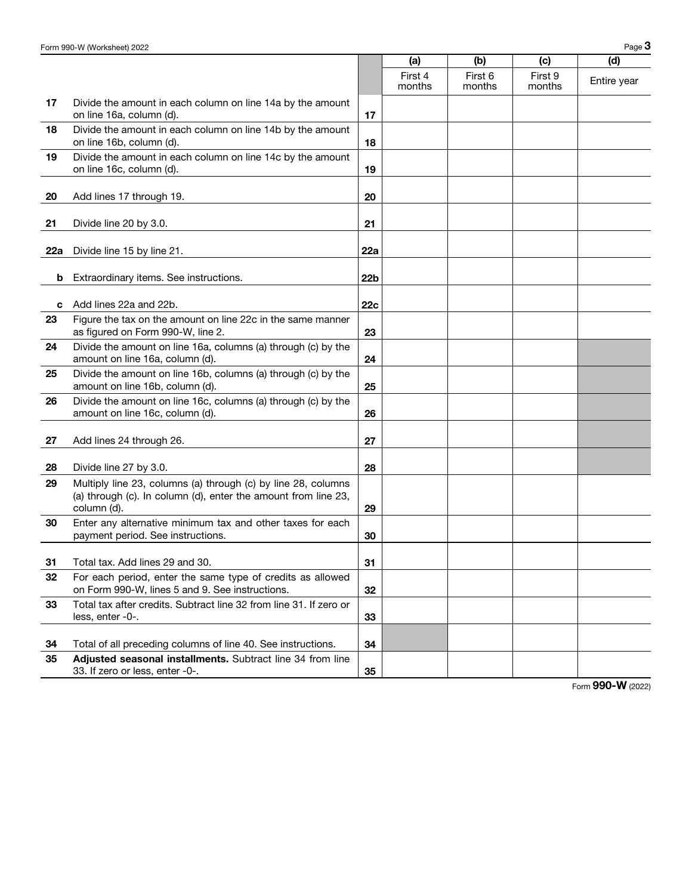| | | | (a) First 4 months | (b) First 6 months | (c) First 9 months | (d) Entire year |
|---|---|---|---|---|---|---|
| **17** | Divide the amount in each column on line 14a by the amount on line 16a, column (d). | **17** | | | | |
| **18** | Divide the amount in each column on line 14b by the amount on line 16b, column (d). | **18** | | | | |
| **19** | Divide the amount in each column on line 14c by the amount on line 16c, column (d). | **19** | | | | |
| **20** | Add lines 17 through 19. | **20** | | | | |
| **21** | Divide line 20 by 3.0. | **21** | | | | |
| **22a** | Divide line 15 by line 21. | **22a** | | | | |
| **b** | Extraordinary items. See instructions. | **22b** | | | | |
| **c** | Add lines 22a and 22b. | **22c** | | | | |
| **23** | Figure the tax on the amount on line 22c in the same manner as figured on Form 990-W, line 2. | **23** | | | | |
| **24** | Divide the amount on line 16a, columns (a) through (c) by the amount on line 16a, column (d). | **24** | | | | |
| **25** | Divide the amount on line 16b, columns (a) through (c) by the amount on line 16b, column (d). | **25** | | | | |
| **26** | Divide the amount on line 16c, columns (a) through (c) by the amount on line 16c, column (d). | **26** | | | | |
| **27** | Add lines 24 through 26. | **27** | | | | |
| **28** | Divide line 27 by 3.0. | **28** | | | | |
| **29** | Multiply line 23, columns (a) through (c) by line 28, columns (a) through (c). In column (d), enter the amount from line 23, column (d). | **29** | | | | |
| **30** | Enter any alternative minimum tax and other taxes for each payment period. See instructions. | **30** | | | | |
| **31** | Total tax. Add lines 29 and 30. | **31** | | | | |
| **32** | For each period, enter the same type of credits as allowed on Form 990-W, lines 5 and 9. See instructions. | **32** | | | | |
| **33** | Total tax after credits. Subtract line 32 from line 31. If zero or less, enter -0-. | **33** | | | | |
| **34** | Total of all preceding columns of line 40. See instructions. | **34** | | | | |
| **35** | **Adjusted seasonal installments.** Subtract line 34 from line 33. If zero or less, enter -0-. | **35** | | | | |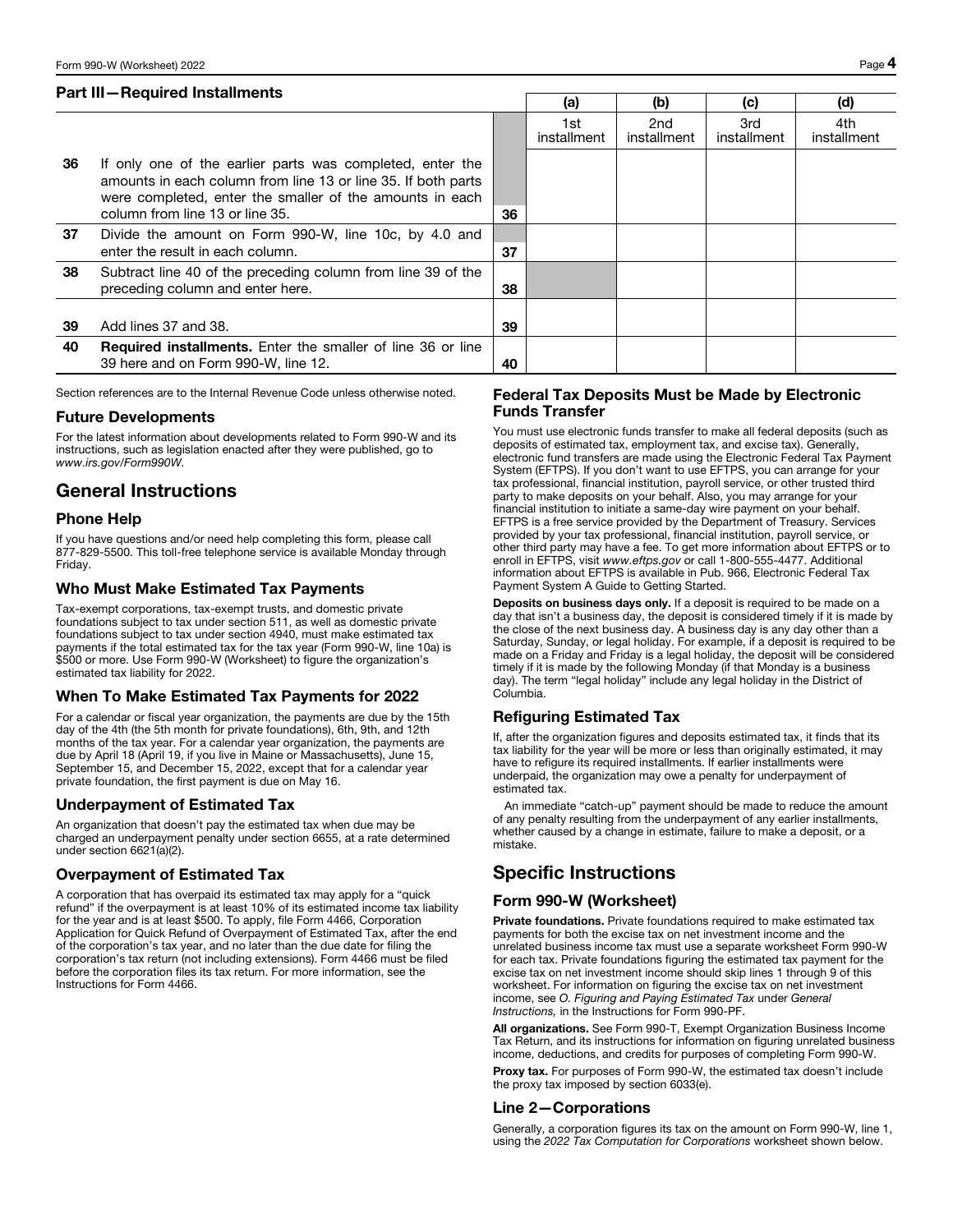## Part III—Required Installments

| | | | (a) 1st installment | (b) 2nd installment | (c) 3rd installment | (d) 4th installment |
|---|---|---|---|---|---|---|
| 36 | If only one of the earlier parts was completed, enter the amounts in each column from line 13 or line 35. If both parts were completed, enter the smaller of the amounts in each column from line 13 or line 35. | 36 | | | | |
| 37 | Divide the amount on Form 990-W, line 10c, by 4.0 and enter the result in each column. | 37 | | | | |
| 38 | Subtract line 40 of the preceding column from line 39 of the preceding column and enter here. | 38 | | | | |
| 39 | Add lines 37 and 38. | 39 | | | | |
| 40 | **Required installments.** Enter the smaller of line 36 or line 39 here and on Form 990-W, line 12. | 40 | | | | |

Section references are to the Internal Revenue Code unless otherwise noted.

### Future Developments

For the latest information about developments related to Form 990-W and its instructions, such as legislation enacted after they were published, go to *www.irs.gov/Form990W*.

## General Instructions

### Phone Help

If you have questions and/or need help completing this form, please call 877-829-5500. This toll-free telephone service is available Monday through Friday.

### Who Must Make Estimated Tax Payments

Tax-exempt corporations, tax-exempt trusts, and domestic private foundations subject to tax under section 511, as well as domestic private foundations subject to tax under section 4940, must make estimated tax payments if the total estimated tax for the tax year (Form 990-W, line 10a) is $500 or more. Use Form 990-W (Worksheet) to figure the organization's estimated tax liability for 2022.

### When To Make Estimated Tax Payments for 2022

For a calendar or fiscal year organization, the payments are due by the 15th day of the 4th (the 5th month for private foundations), 6th, 9th, and 12th months of the tax year. For a calendar year organization, the payments are due by April 18 (April 19, if you live in Maine or Massachusetts), June 15, September 15, and December 15, 2022, except that for a calendar year private foundation, the first payment is due on May 16.

### Underpayment of Estimated Tax

An organization that doesn't pay the estimated tax when due may be charged an underpayment penalty under section 6655, at a rate determined under section 6621(a)(2).

### Overpayment of Estimated Tax

A corporation that has overpaid its estimated tax may apply for a "quick refund" if the overpayment is at least 10% of its estimated income tax liability for the year and is at least $500. To apply, file Form 4466, Corporation Application for Quick Refund of Overpayment of Estimated Tax, after the end of the corporation's tax year, and no later than the due date for filing the corporation's tax return (not including extensions). Form 4466 must be filed before the corporation files its tax return. For more information, see the Instructions for Form 4466.

### Federal Tax Deposits Must be Made by Electronic Funds Transfer

You must use electronic funds transfer to make all federal deposits (such as deposits of estimated tax, employment tax, and excise tax). Generally, electronic fund transfers are made using the Electronic Federal Tax Payment System (EFTPS). If you don't want to use EFTPS, you can arrange for your tax professional, financial institution, payroll service, or other trusted third party to make deposits on your behalf. Also, you may arrange for your financial institution to initiate a same-day wire payment on your behalf. EFTPS is a free service provided by the Department of Treasury. Services provided by your tax professional, financial institution, payroll service, or other third party may have a fee. To get more information about EFTPS or to enroll in EFTPS, visit *www.eftps.gov* or call 1-800-555-4477. Additional information about EFTPS is available in Pub. 966, Electronic Federal Tax Payment System A Guide to Getting Started.

**Deposits on business days only.** If a deposit is required to be made on a day that isn't a business day, the deposit is considered timely if it is made by the close of the next business day. A business day is any day other than a Saturday, Sunday, or legal holiday. For example, if a deposit is required to be made on a Friday and Friday is a legal holiday, the deposit will be considered timely if it is made by the following Monday (if that Monday is a business day). The term "legal holiday" include any legal holiday in the District of Columbia.

### Refiguring Estimated Tax

If, after the organization figures and deposits estimated tax, it finds that its tax liability for the year will be more or less than originally estimated, it may have to refigure its required installments. If earlier installments were underpaid, the organization may owe a penalty for underpayment of estimated tax.

An immediate "catch-up" payment should be made to reduce the amount of any penalty resulting from the underpayment of any earlier installments, whether caused by a change in estimate, failure to make a deposit, or a mistake.

## Specific Instructions

### Form 990-W (Worksheet)

**Private foundations.** Private foundations required to make estimated tax payments for both the excise tax on net investment income and the unrelated business income tax must use a separate worksheet Form 990-W for each tax. Private foundations figuring the estimated tax payment for the excise tax on net investment income should skip lines 1 through 9 of this worksheet. For information on figuring the excise tax on net investment income, see *O. Figuring and Paying Estimated Tax* under *General Instructions,* in the Instructions for Form 990-PF.

**All organizations.** See Form 990-T, Exempt Organization Business Income Tax Return, and its instructions for information on figuring unrelated business income, deductions, and credits for purposes of completing Form 990-W.

**Proxy tax.** For purposes of Form 990-W, the estimated tax doesn't include the proxy tax imposed by section 6033(e).

### Line 2—Corporations

Generally, a corporation figures its tax on the amount on Form 990-W, line 1, using the *2022 Tax Computation for Corporations* worksheet shown below.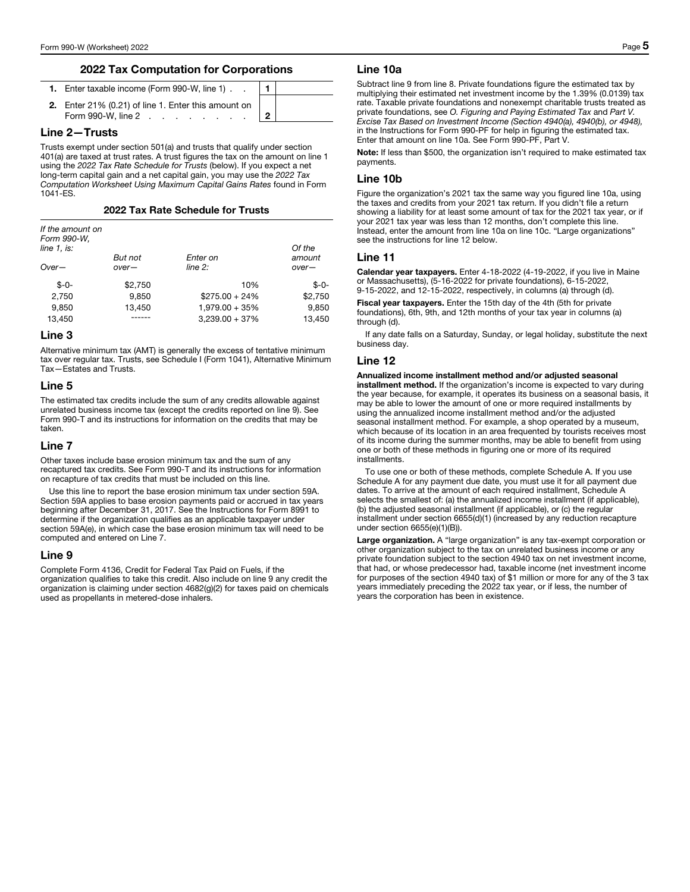## 2022 Tax Computation for Corporations

| | | | |
|---|---|---|---|
| **1.** | Enter taxable income (Form 990-W, line 1) . . | **1** | |
| **2.** | Enter 21% (0.21) of line 1. Enter this amount on Form 990-W, line 2 . . . . . . . . . | **2** | |

### Line 2—Trusts

Trusts exempt under section 501(a) and trusts that qualify under section 401(a) are taxed at trust rates. A trust figures the tax on the amount on line 1 using the *2022 Tax Rate Schedule for Trusts* (below). If you expect a net long-term capital gain and a net capital gain, you may use the *2022 Tax Computation Worksheet Using Maximum Capital Gains Rates* found in Form 1041-ES.

**2022 Tax Rate Schedule for Trusts**

| *If the amount on Form 990-W, line 1, is:* <br> *Over—* | *But not over—* | *Enter on line 2:* | *Of the amount over—* |
|---|---|---|---|
| $-0- | $2,750 | 10% | $-0- |
| 2,750 | 9,850 | $275.00 + 24% | $2,750 |
| 9,850 | 13,450 | 1,979.00 + 35% | 9,850 |
| 13,450 | ------ | 3,239.00 + 37% | 13,450 |

### Line 3

Alternative minimum tax (AMT) is generally the excess of tentative minimum tax over regular tax. Trusts, see Schedule I (Form 1041), Alternative Minimum Tax—Estates and Trusts.

### Line 5

The estimated tax credits include the sum of any credits allowable against unrelated business income tax (except the credits reported on line 9). See Form 990-T and its instructions for information on the credits that may be taken.

### Line 7

Other taxes include base erosion minimum tax and the sum of any recaptured tax credits. See Form 990-T and its instructions for information on recapture of tax credits that must be included on this line.

Use this line to report the base erosion minimum tax under section 59A. Section 59A applies to base erosion payments paid or accrued in tax years beginning after December 31, 2017. See the Instructions for Form 8991 to determine if the organization qualifies as an applicable taxpayer under section 59A(e), in which case the base erosion minimum tax will need to be computed and entered on Line 7.

### Line 9

Complete Form 4136, Credit for Federal Tax Paid on Fuels, if the organization qualifies to take this credit. Also include on line 9 any credit the organization is claiming under section 4682(g)(2) for taxes paid on chemicals used as propellants in metered-dose inhalers.

### Line 10a

Subtract line 9 from line 8. Private foundations figure the estimated tax by multiplying their estimated net investment income by the 1.39% (0.0139) tax rate. Taxable private foundations and nonexempt charitable trusts treated as private foundations, see *O. Figuring and Paying Estimated Tax* and *Part V. Excise Tax Based on Investment Income (Section 4940(a), 4940(b), or 4948),* in the Instructions for Form 990-PF for help in figuring the estimated tax. Enter that amount on line 10a. See Form 990-PF, Part V.

**Note:** If less than $500, the organization isn't required to make estimated tax payments.

### Line 10b

Figure the organization's 2021 tax the same way you figured line 10a, using the taxes and credits from your 2021 tax return. If you didn't file a return showing a liability for at least some amount of tax for the 2021 tax year, or if your 2021 tax year was less than 12 months, don't complete this line. Instead, enter the amount from line 10a on line 10c. "Large organizations" see the instructions for line 12 below.

### Line 11

**Calendar year taxpayers.** Enter 4-18-2022 (4-19-2022, if you live in Maine or Massachusetts), (5-16-2022 for private foundations), 6-15-2022, 9-15-2022, and 12-15-2022, respectively, in columns (a) through (d).

**Fiscal year taxpayers.** Enter the 15th day of the 4th (5th for private foundations), 6th, 9th, and 12th months of your tax year in columns (a) through (d).

If any date falls on a Saturday, Sunday, or legal holiday, substitute the next business day.

### Line 12

**Annualized income installment method and/or adjusted seasonal installment method.** If the organization's income is expected to vary during the year because, for example, it operates its business on a seasonal basis, it may be able to lower the amount of one or more required installments by using the annualized income installment method and/or the adjusted seasonal installment method. For example, a shop operated by a museum, which because of its location in an area frequented by tourists receives most of its income during the summer months, may be able to benefit from using one or both of these methods in figuring one or more of its required installments.

To use one or both of these methods, complete Schedule A. If you use Schedule A for any payment due date, you must use it for all payment due dates. To arrive at the amount of each required installment, Schedule A selects the smallest of: (a) the annualized income installment (if applicable), (b) the adjusted seasonal installment (if applicable), or (c) the regular installment under section 6655(d)(1) (increased by any reduction recapture under section 6655(e)(1)(B)).

**Large organization.** A "large organization" is any tax-exempt corporation or other organization subject to the tax on unrelated business income or any private foundation subject to the section 4940 tax on net investment income, that had, or whose predecessor had, taxable income (net investment income for purposes of the section 4940 tax) of $1 million or more for any of the 3 tax years immediately preceding the 2022 tax year, or if less, the number of years the corporation has been in existence.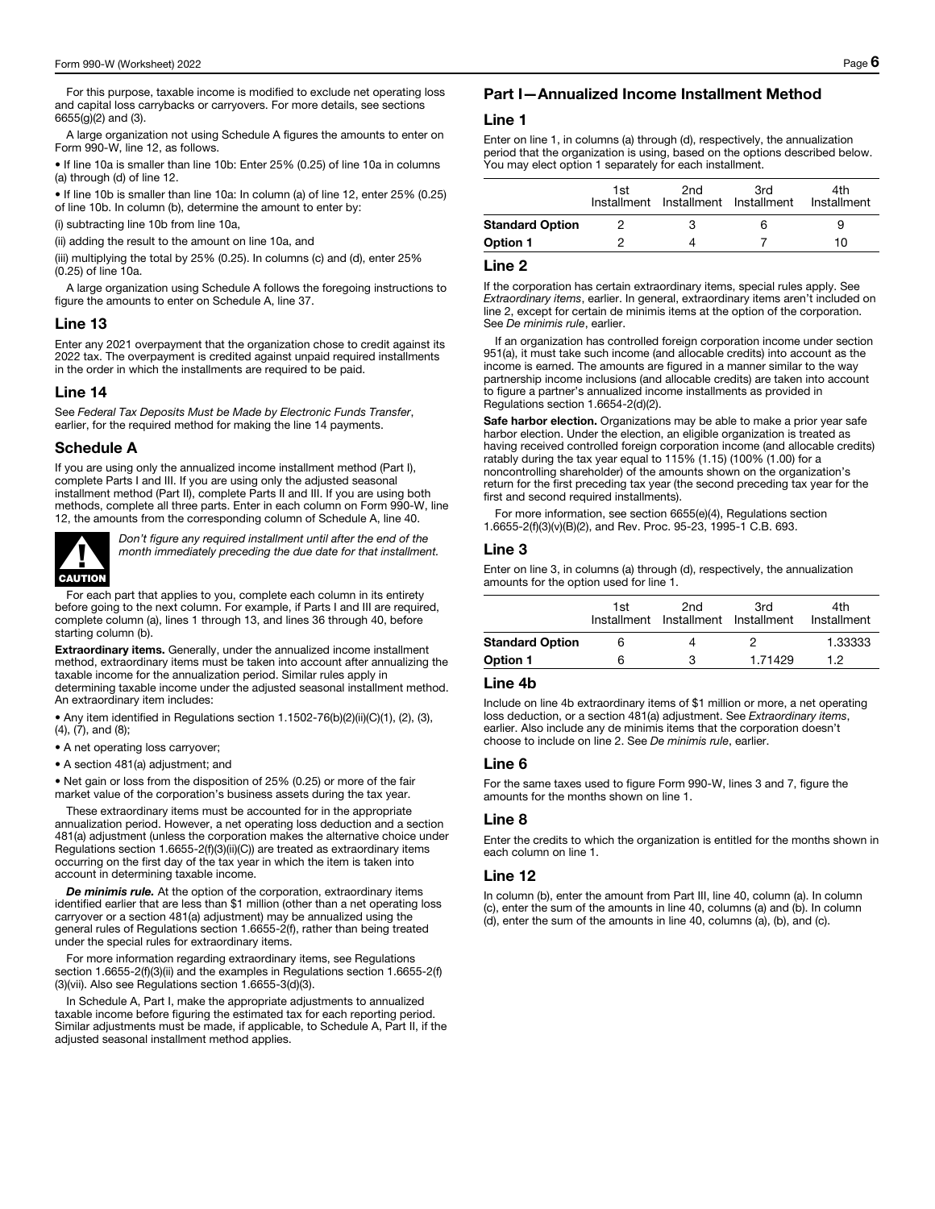For this purpose, taxable income is modified to exclude net operating loss and capital loss carrybacks or carryovers. For more details, see sections 6655(g)(2) and (3).

A large organization not using Schedule A figures the amounts to enter on Form 990-W, line 12, as follows.

- If line 10a is smaller than line 10b: Enter 25% (0.25) of line 10a in columns (a) through (d) of line 12.
- If line 10b is smaller than line 10a: In column (a) of line 12, enter 25% (0.25) of line 10b. In column (b), determine the amount to enter by:

(i) subtracting line 10b from line 10a,

(ii) adding the result to the amount on line 10a, and

(iii) multiplying the total by 25% (0.25). In columns (c) and (d), enter 25% (0.25) of line 10a.

A large organization using Schedule A follows the foregoing instructions to figure the amounts to enter on Schedule A, line 37.

### Line 13

Enter any 2021 overpayment that the organization chose to credit against its 2022 tax. The overpayment is credited against unpaid required installments in the order in which the installments are required to be paid.

### Line 14

See *Federal Tax Deposits Must be Made by Electronic Funds Transfer*, earlier, for the required method for making the line 14 payments.

## Schedule A

If you are using only the annualized income installment method (Part I), complete Parts I and III. If you are using only the adjusted seasonal installment method (Part II), complete Parts II and III. If you are using both methods, complete all three parts. Enter in each column on Form 990-W, line 12, the amounts from the corresponding column of Schedule A, line 40.

**CAUTION** *Don't figure any required installment until after the end of the month immediately preceding the due date for that installment.*

For each part that applies to you, complete each column in its entirety before going to the next column. For example, if Parts I and III are required, complete column (a), lines 1 through 13, and lines 36 through 40, before starting column (b).

**Extraordinary items.** Generally, under the annualized income installment method, extraordinary items must be taken into account after annualizing the taxable income for the annualization period. Similar rules apply in determining taxable income under the adjusted seasonal installment method. An extraordinary item includes:

- Any item identified in Regulations section 1.1502-76(b)(2)(ii)(C)(1), (2), (3), (4), (7), and (8);
- A net operating loss carryover;
- A section 481(a) adjustment; and
- Net gain or loss from the disposition of 25% (0.25) or more of the fair market value of the corporation's business assets during the tax year.

These extraordinary items must be accounted for in the appropriate annualization period. However, a net operating loss deduction and a section 481(a) adjustment (unless the corporation makes the alternative choice under Regulations section 1.6655-2(f)(3)(ii)(C)) are treated as extraordinary items occurring on the first day of the tax year in which the item is taken into account in determining taxable income.

***De minimis rule.*** At the option of the corporation, extraordinary items identified earlier that are less than $1 million (other than a net operating loss carryover or a section 481(a) adjustment) may be annualized using the general rules of Regulations section 1.6655-2(f), rather than being treated under the special rules for extraordinary items.

For more information regarding extraordinary items, see Regulations section 1.6655-2(f)(3)(ii) and the examples in Regulations section 1.6655-2(f)(3)(vii). Also see Regulations section 1.6655-3(d)(3).

In Schedule A, Part I, make the appropriate adjustments to annualized taxable income before figuring the estimated tax for each reporting period. Similar adjustments must be made, if applicable, to Schedule A, Part II, if the adjusted seasonal installment method applies.

## Part I—Annualized Income Installment Method

### Line 1

Enter on line 1, in columns (a) through (d), respectively, the annualization period that the organization is using, based on the options described below. You may elect option 1 separately for each installment.

| | 1st Installment | 2nd Installment | 3rd Installment | 4th Installment |
|---|---|---|---|---|
| **Standard Option** | 2 | 3 | 6 | 9 |
| **Option 1** | 2 | 4 | 7 | 10 |

### Line 2

If the corporation has certain extraordinary items, special rules apply. See *Extraordinary items*, earlier. In general, extraordinary items aren't included on line 2, except for certain de minimis items at the option of the corporation. See *De minimis rule*, earlier.

If an organization has controlled foreign corporation income under section 951(a), it must take such income (and allocable credits) into account as the income is earned. The amounts are figured in a manner similar to the way partnership income inclusions (and allocable credits) are taken into account to figure a partner's annualized income installments as provided in Regulations section 1.6654-2(d)(2).

**Safe harbor election.** Organizations may be able to make a prior year safe harbor election. Under the election, an eligible organization is treated as having received controlled foreign corporation income (and allocable credits) ratably during the tax year equal to 115% (1.15) (100% (1.00) for a noncontrolling shareholder) of the amounts shown on the organization's return for the first preceding tax year (the second preceding tax year for the first and second required installments).

For more information, see section 6655(e)(4), Regulations section 1.6655-2(f)(3)(v)(B)(2), and Rev. Proc. 95-23, 1995-1 C.B. 693.

### Line 3

Enter on line 3, in columns (a) through (d), respectively, the annualization amounts for the option used for line 1.

| | 1st Installment | 2nd Installment | 3rd Installment | 4th Installment |
|---|---|---|---|---|
| **Standard Option** | 6 | 4 | 2 | 1.33333 |
| **Option 1** | 6 | 3 | 1.71429 | 1.2 |

### Line 4b

Include on line 4b extraordinary items of $1 million or more, a net operating loss deduction, or a section 481(a) adjustment. See *Extraordinary items*, earlier. Also include any de minimis items that the corporation doesn't choose to include on line 2. See *De minimis rule*, earlier.

### Line 6

For the same taxes used to figure Form 990-W, lines 3 and 7, figure the amounts for the months shown on line 1.

### Line 8

Enter the credits to which the organization is entitled for the months shown in each column on line 1.

### Line 12

In column (b), enter the amount from Part III, line 40, column (a). In column (c), enter the sum of the amounts in line 40, columns (a) and (b). In column (d), enter the sum of the amounts in line 40, columns (a), (b), and (c).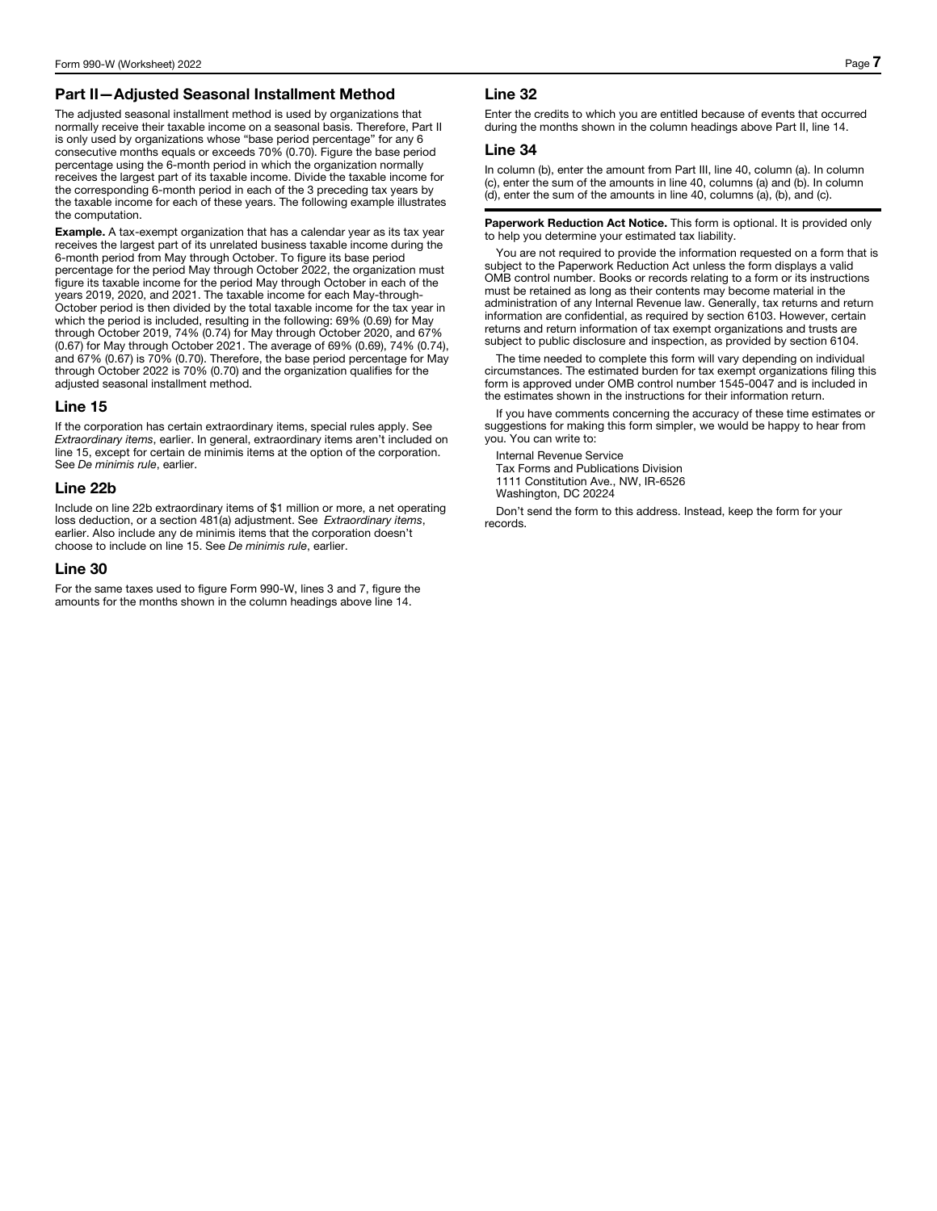## Part II—Adjusted Seasonal Installment Method

The adjusted seasonal installment method is used by organizations that normally receive their taxable income on a seasonal basis. Therefore, Part II is only used by organizations whose "base period percentage" for any 6 consecutive months equals or exceeds 70% (0.70). Figure the base period percentage using the 6-month period in which the organization normally receives the largest part of its taxable income. Divide the taxable income for the corresponding 6-month period in each of the 3 preceding tax years by the taxable income for each of these years. The following example illustrates the computation.

**Example.** A tax-exempt organization that has a calendar year as its tax year receives the largest part of its unrelated business taxable income during the 6-month period from May through October. To figure its base period percentage for the period May through October 2022, the organization must figure its taxable income for the period May through October in each of the years 2019, 2020, and 2021. The taxable income for each May-through-October period is then divided by the total taxable income for the tax year in which the period is included, resulting in the following: 69% (0.69) for May through October 2019, 74% (0.74) for May through October 2020, and 67% (0.67) for May through October 2021. The average of 69% (0.69), 74% (0.74), and 67% (0.67) is 70% (0.70). Therefore, the base period percentage for May through October 2022 is 70% (0.70) and the organization qualifies for the adjusted seasonal installment method.

### Line 15

If the corporation has certain extraordinary items, special rules apply. See *Extraordinary items*, earlier. In general, extraordinary items aren't included on line 15, except for certain de minimis items at the option of the corporation. See *De minimis rule*, earlier.

### Line 22b

Include on line 22b extraordinary items of $1 million or more, a net operating loss deduction, or a section 481(a) adjustment. See *Extraordinary items*, earlier. Also include any de minimis items that the corporation doesn't choose to include on line 15. See *De minimis rule*, earlier.

### Line 30

For the same taxes used to figure Form 990-W, lines 3 and 7, figure the amounts for the months shown in the column headings above line 14.

### Line 32

Enter the credits to which you are entitled because of events that occurred during the months shown in the column headings above Part II, line 14.

### Line 34

In column (b), enter the amount from Part III, line 40, column (a). In column (c), enter the sum of the amounts in line 40, columns (a) and (b). In column (d), enter the sum of the amounts in line 40, columns (a), (b), and (c).

**Paperwork Reduction Act Notice.** This form is optional. It is provided only to help you determine your estimated tax liability.

You are not required to provide the information requested on a form that is subject to the Paperwork Reduction Act unless the form displays a valid OMB control number. Books or records relating to a form or its instructions must be retained as long as their contents may become material in the administration of any Internal Revenue law. Generally, tax returns and return information are confidential, as required by section 6103. However, certain returns and return information of tax exempt organizations and trusts are subject to public disclosure and inspection, as provided by section 6104.

The time needed to complete this form will vary depending on individual circumstances. The estimated burden for tax exempt organizations filing this form is approved under OMB control number 1545-0047 and is included in the estimates shown in the instructions for their information return.

If you have comments concerning the accuracy of these time estimates or suggestions for making this form simpler, we would be happy to hear from you. You can write to:

Internal Revenue Service
Tax Forms and Publications Division
1111 Constitution Ave., NW, IR-6526
Washington, DC 20224

Don't send the form to this address. Instead, keep the form for your records.